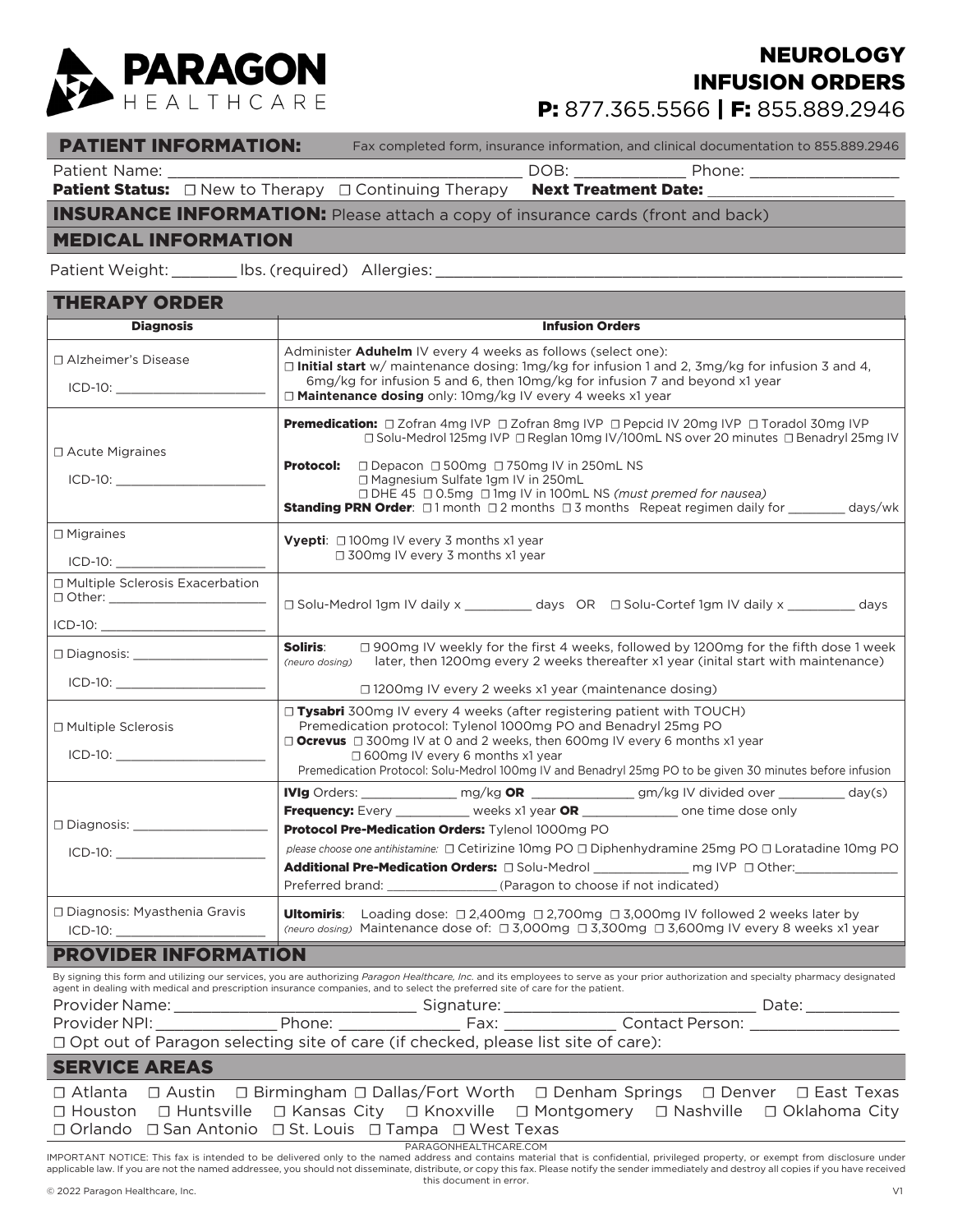# PARAGON HEALTHCARE

## NEUROLOGY INFUSION ORDERS

**P:** 877.365.5566 | **F:** 855.889.2946

## PATIENT INFORMATION:

Fax completed form, insurance information, and clinical documentation to 855.889.2946

Patient Name: ______________________________ DOB: ___________ Phone: _______________

**Patient Status:** ☐ New to Therapy ☐ Continuing Therapy **Next Treatment Date:** ____________________

## INSURANCE INFORMATION: Please attach a copy of insurance cards (front and back)

## MEDICAL INFORMATION

Patient Weight: _______ lbs. (required) Allergies: ____________________________________________

## THERAPY ORDER

| Diagnosis | Infusion Orders |
|---|---|
| ☐ Alzheimer's Disease<br>ICD-10: ____________________ | Administer **Aduhelm** IV every 4 weeks as follows (select one):<br>☐ **Initial start** w/ maintenance dosing: 1mg/kg for infusion 1 and 2, 3mg/kg for infusion 3 and 4, 6mg/kg for infusion 5 and 6, then 10mg/kg for infusion 7 and beyond x1 year<br>☐ **Maintenance dosing** only: 10mg/kg IV every 4 weeks x1 year |
| ☐ Acute Migraines<br>ICD-10: ____________________ | **Premedication:** ☐ Zofran 4mg IVP ☐ Zofran 8mg IVP ☐ Pepcid IV 20mg IVP ☐ Toradol 30mg IVP ☐ Solu-Medrol 125mg IVP ☐ Reglan 10mg IV/100mL NS over 20 minutes ☐ Benadryl 25mg IV<br>**Protocol:** ☐ Depacon ☐ 500mg ☐ 750mg IV in 250mL NS<br>☐ Magnesium Sulfate 1gm IV in 250mL<br>☐ DHE 45 ☐ 0.5mg ☐ 1mg IV in 100mL NS *(must premed for nausea)*<br>**Standing PRN Order**: ☐ 1 month ☐ 2 months ☐ 3 months Repeat regimen daily for ________ days/wk |
| ☐ Migraines<br>ICD-10: ____________________ | **Vyepti**: ☐ 100mg IV every 3 months x1 year<br>☐ 300mg IV every 3 months x1 year |
| ☐ Multiple Sclerosis Exacerbation<br>☐ Other: ____________________<br>ICD-10: ____________________ | ☐ Solu-Medrol 1gm IV daily x _________ days OR ☐ Solu-Cortef 1gm IV daily x _________ days |
| ☐ Diagnosis: __________________<br>ICD-10: ____________________ | **Soliris**: *(neuro dosing)* ☐ 900mg IV weekly for the first 4 weeks, followed by 1200mg for the fifth dose 1 week later, then 1200mg every 2 weeks thereafter x1 year (inital start with maintenance)<br>☐ 1200mg IV every 2 weeks x1 year (maintenance dosing) |
| ☐ Multiple Sclerosis<br>ICD-10: ____________________ | ☐ **Tysabri** 300mg IV every 4 weeks (after registering patient with TOUCH)<br>Premedication protocol: Tylenol 1000mg PO and Benadryl 25mg PO<br>☐ **Ocrevus** ☐ 300mg IV at 0 and 2 weeks, then 600mg IV every 6 months x1 year<br>☐ 600mg IV every 6 months x1 year<br>Premedication Protocol: Solu-Medrol 100mg IV and Benadryl 25mg PO to be given 30 minutes before infusion |
| ☐ Diagnosis: __________________<br>ICD-10: ____________________ | **IVIg** Orders: ____________ mg/kg **OR** _____________ gm/kg IV divided over _________ day(s)<br>**Frequency:** Every __________ weeks x1 year **OR** _____________ one time dose only<br>**Protocol Pre-Medication Orders:** Tylenol 1000mg PO<br>*please choose one antihistamine:* ☐ Cetirizine 10mg PO ☐ Diphenhydramine 25mg PO ☐ Loratadine 10mg PO<br>**Additional Pre-Medication Orders:** ☐ Solu-Medrol _____________ mg IVP ☐ Other:_____________<br>Preferred brand: _______________ (Paragon to choose if not indicated) |
| ☐ Diagnosis: Myasthenia Gravis<br>ICD-10: ____________________ | **Ultomiris**: *(neuro dosing)* Loading dose: ☐ 2,400mg ☐ 2,700mg ☐ 3,000mg IV followed 2 weeks later by Maintenance dose of: ☐ 3,000mg ☐ 3,300mg ☐ 3,600mg IV every 8 weeks x1 year |

## PROVIDER INFORMATION

By signing this form and utilizing our services, you are authorizing *Paragon Healthcare, Inc.* and its employees to serve as your prior authorization and specialty pharmacy designated agent in dealing with medical and prescription insurance companies, and to select the preferred site of care for the patient.

Provider Name: __________________________ Signature: ____________________________ Date: __________

Provider NPI: _____________ Phone: _____________ Fax: _____________ Contact Person: _______________

☐ Opt out of Paragon selecting site of care (if checked, please list site of care):

## SERVICE AREAS

☐ Atlanta ☐ Austin ☐ Birmingham ☐ Dallas/Fort Worth ☐ Denham Springs ☐ Denver ☐ East Texas ☐ Houston ☐ Huntsville ☐ Kansas City ☐ Knoxville ☐ Montgomery ☐ Nashville ☐ Oklahoma City ☐ Orlando ☐ San Antonio ☐ St. Louis ☐ Tampa ☐ West Texas

PARAGONHEALTHCARE.COM

IMPORTANT NOTICE: This fax is intended to be delivered only to the named address and contains material that is confidential, privileged property, or exempt from disclosure under applicable law. If you are not the named addressee, you should not disseminate, distribute, or copy this fax. Please notify the sender immediately and destroy all copies if you have received this document in error.

© 2022 Paragon Healthcare, Inc. V1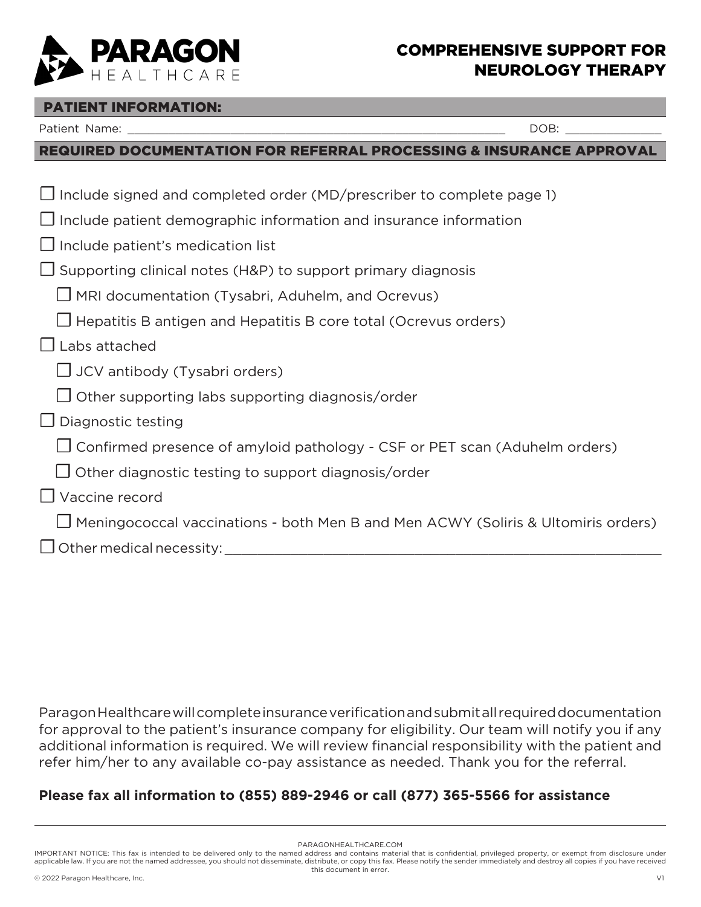# PARAGON HEALTHCARE

## COMPREHENSIVE SUPPORT FOR NEUROLOGY THERAPY

### PATIENT INFORMATION:

Patient Name: ______________________________ DOB: ______________

### REQUIRED DOCUMENTATION FOR REFERRAL PROCESSING & INSURANCE APPROVAL

- ☐ Include signed and completed order (MD/prescriber to complete page 1)
- ☐ Include patient demographic information and insurance information
- ☐ Include patient's medication list
- ☐ Supporting clinical notes (H&P) to support primary diagnosis
  - ☐ MRI documentation (Tysabri, Aduhelm, and Ocrevus)
  - ☐ Hepatitis B antigen and Hepatitis B core total (Ocrevus orders)
- ☐ Labs attached
  - ☐ JCV antibody (Tysabri orders)
  - ☐ Other supporting labs supporting diagnosis/order
- ☐ Diagnostic testing
  - ☐ Confirmed presence of amyloid pathology - CSF or PET scan (Aduhelm orders)
  - ☐ Other diagnostic testing to support diagnosis/order
- ☐ Vaccine record
  - ☐ Meningococcal vaccinations - both Men B and Men ACWY (Soliris & Ultomiris orders)
- ☐ Other medical necessity: ______________________________

Paragon Healthcare will complete insurance verification and submit all required documentation for approval to the patient's insurance company for eligibility. Our team will notify you if any additional information is required. We will review financial responsibility with the patient and refer him/her to any available co-pay assistance as needed. Thank you for the referral.

**Please fax all information to (855) 889-2946 or call (877) 365-5566 for assistance**

PARAGONHEALTHCARE.COM

IMPORTANT NOTICE: This fax is intended to be delivered only to the named address and contains material that is confidential, privileged property, or exempt from disclosure under applicable law. If you are not the named addressee, you should not disseminate, distribute, or copy this fax. Please notify the sender immediately and destroy all copies if you have received this document in error.

© 2022 Paragon Healthcare, Inc.

V1